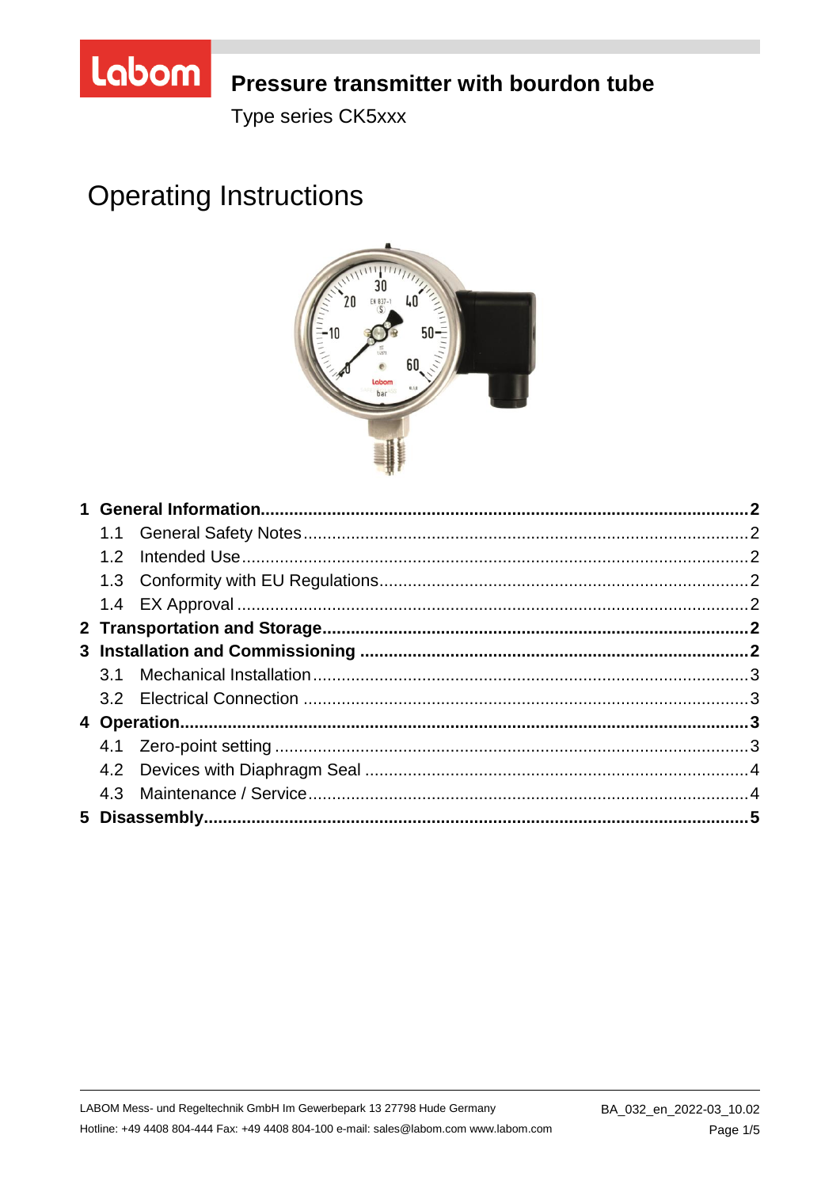Labom

# Pressure transmitter with bourdon tube

Type series CK5xxx

# Operating Instructions

**1 General Information....................................................................................................2**

1.1 General Safety Notes............................................................................................2

1.2 Intended Use........................................................................................................2

1.3 Conformity with EU Regulations............................................................................2

1.4 EX Approval ..........................................................................................................2

**2 Transportation and Storage........................................................................................2**

**3 Installation and Commissioning ................................................................................2**

3.1 Mechanical Installation..........................................................................................3

3.2 Electrical Connection ............................................................................................3

**4 Operation.....................................................................................................................3**

4.1 Zero-point setting ..................................................................................................3

4.2 Devices with Diaphragm Seal ................................................................................4

4.3 Maintenance / Service...........................................................................................4

**5 Disassembly.................................................................................................................5**

LABOM Mess- und Regeltechnik GmbH Im Gewerbepark 13 27798 Hude Germany
Hotline: +49 4408 804-444 Fax: +49 4408 804-100 e-mail: sales@labom.com www.labom.com

BA_032_en_2022-03_10.02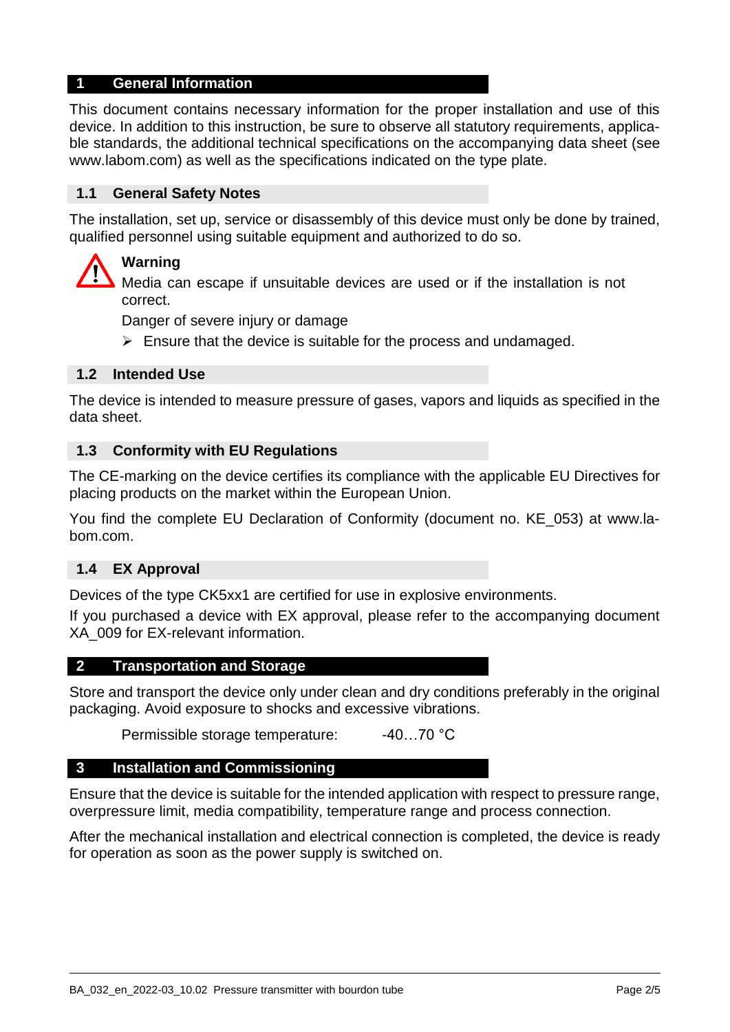# 1 General Information

This document contains necessary information for the proper installation and use of this device. In addition to this instruction, be sure to observe all statutory requirements, applicable standards, the additional technical specifications on the accompanying data sheet (see www.labom.com) as well as the specifications indicated on the type plate.

## 1.1 General Safety Notes

The installation, set up, service or disassembly of this device must only be done by trained, qualified personnel using suitable equipment and authorized to do so.

**Warning**

Media can escape if unsuitable devices are used or if the installation is not correct.

Danger of severe injury or damage

- Ensure that the device is suitable for the process and undamaged.

## 1.2 Intended Use

The device is intended to measure pressure of gases, vapors and liquids as specified in the data sheet.

## 1.3 Conformity with EU Regulations

The CE-marking on the device certifies its compliance with the applicable EU Directives for placing products on the market within the European Union.

You find the complete EU Declaration of Conformity (document no. KE_053) at www.labom.com.

## 1.4 EX Approval

Devices of the type CK5xx1 are certified for use in explosive environments.

If you purchased a device with EX approval, please refer to the accompanying document XA_009 for EX-relevant information.

# 2 Transportation and Storage

Store and transport the device only under clean and dry conditions preferably in the original packaging. Avoid exposure to shocks and excessive vibrations.

Permissible storage temperature: -40…70 °C

# 3 Installation and Commissioning

Ensure that the device is suitable for the intended application with respect to pressure range, overpressure limit, media compatibility, temperature range and process connection.

After the mechanical installation and electrical connection is completed, the device is ready for operation as soon as the power supply is switched on.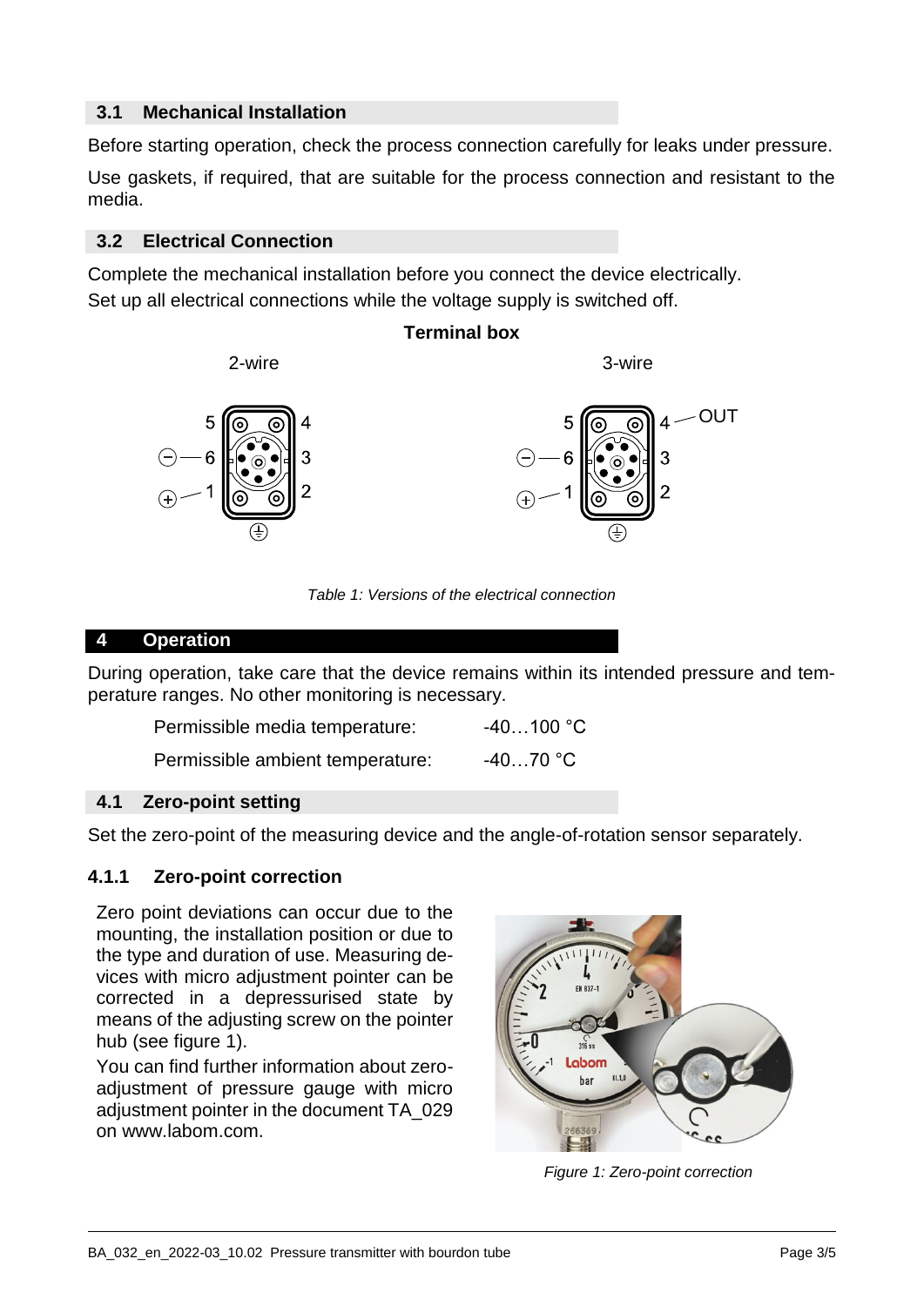## 3.1 Mechanical Installation

Before starting operation, check the process connection carefully for leaks under pressure.

Use gaskets, if required, that are suitable for the process connection and resistant to the media.

## 3.2 Electrical Connection

Complete the mechanical installation before you connect the device electrically.
Set up all electrical connections while the voltage supply is switched off.

**Terminal box**

2-wire

5 4
⊖ — 6 3
⊕ — 1 2
⏚

3-wire

5 4 — OUT
⊖ — 6 3
⊕ — 1 2
⏚

*Table 1: Versions of the electrical connection*

# 4 Operation

During operation, take care that the device remains within its intended pressure and temperature ranges. No other monitoring is necessary.

| | |
|---|---|
| Permissible media temperature: | -40…100 °C |
| Permissible ambient temperature: | -40…70 °C |

## 4.1 Zero-point setting

Set the zero-point of the measuring device and the angle-of-rotation sensor separately.

### 4.1.1 Zero-point correction

Zero point deviations can occur due to the mounting, the installation position or due to the type and duration of use. Measuring devices with micro adjustment pointer can be corrected in a depressurised state by means of the adjusting screw on the pointer hub (see figure 1).

You can find further information about zero-adjustment of pressure gauge with micro adjustment pointer in the document TA_029 on www.labom.com.

*Figure 1: Zero-point correction*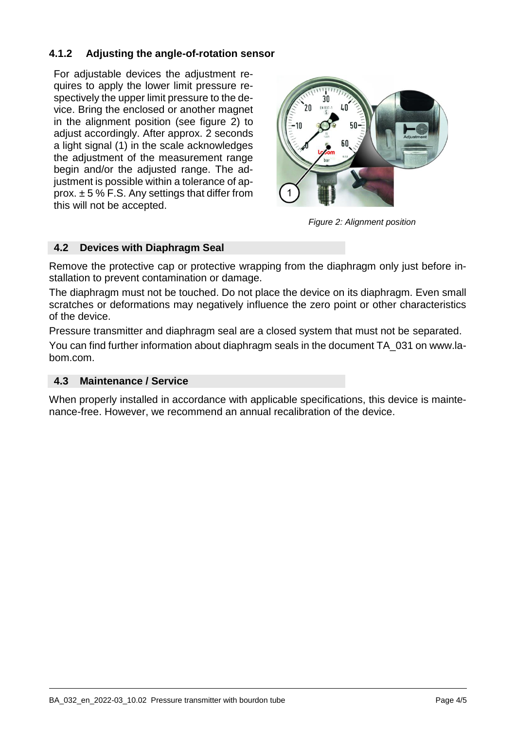### 4.1.2 Adjusting the angle-of-rotation sensor

For adjustable devices the adjustment requires to apply the lower limit pressure respectively the upper limit pressure to the device. Bring the enclosed or another magnet in the alignment position (see figure 2) to adjust accordingly. After approx. 2 seconds a light signal (1) in the scale acknowledges the adjustment of the measurement range begin and/or the adjusted range. The adjustment is possible within a tolerance of approx. ± 5 % F.S. Any settings that differ from this will not be accepted.

*Figure 2: Alignment position*

## 4.2 Devices with Diaphragm Seal

Remove the protective cap or protective wrapping from the diaphragm only just before installation to prevent contamination or damage.

The diaphragm must not be touched. Do not place the device on its diaphragm. Even small scratches or deformations may negatively influence the zero point or other characteristics of the device.

Pressure transmitter and diaphragm seal are a closed system that must not be separated.

You can find further information about diaphragm seals in the document TA_031 on www.labom.com.

## 4.3 Maintenance / Service

When properly installed in accordance with applicable specifications, this device is maintenance-free. However, we recommend an annual recalibration of the device.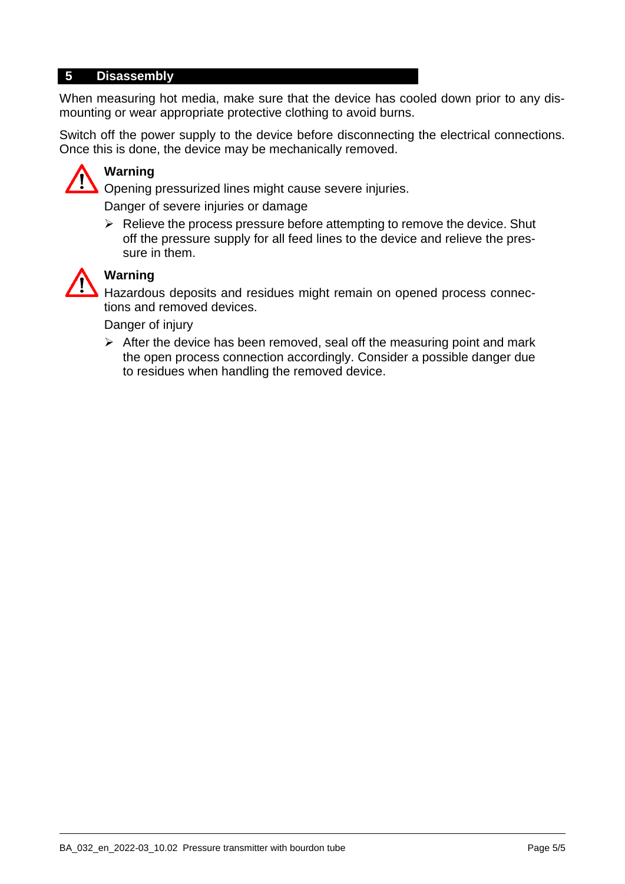## 5 Disassembly

When measuring hot media, make sure that the device has cooled down prior to any dismounting or wear appropriate protective clothing to avoid burns.

Switch off the power supply to the device before disconnecting the electrical connections. Once this is done, the device may be mechanically removed.

**Warning**

Opening pressurized lines might cause severe injuries.

Danger of severe injuries or damage

- Relieve the process pressure before attempting to remove the device. Shut off the pressure supply for all feed lines to the device and relieve the pressure in them.

**Warning**

Hazardous deposits and residues might remain on opened process connections and removed devices.

Danger of injury

- After the device has been removed, seal off the measuring point and mark the open process connection accordingly. Consider a possible danger due to residues when handling the removed device.